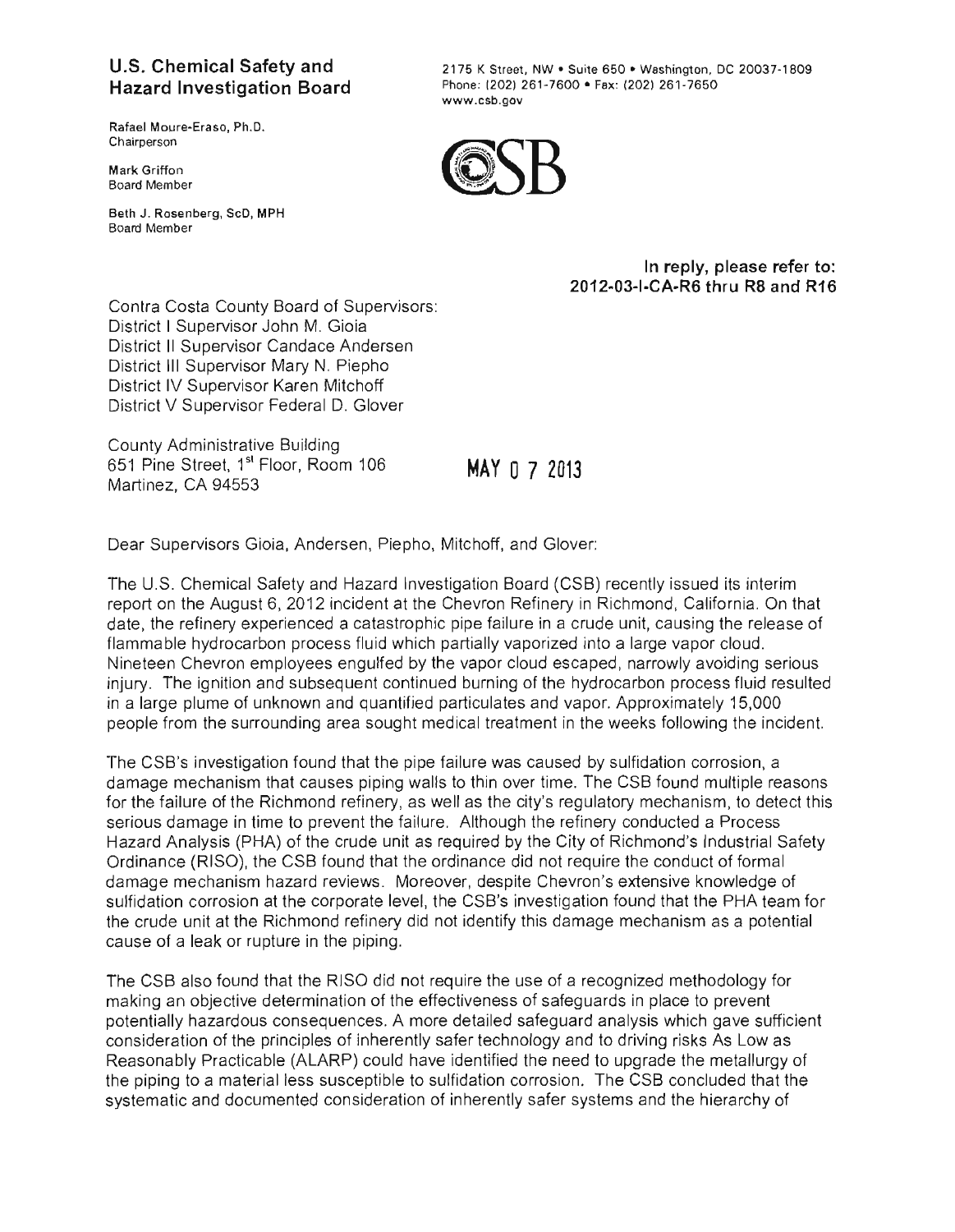**U.S. Chemical Safety and Hazard Investigation Board**

Rafael Moure-Eraso, Ph.D.
Chairperson

Mark Griffon
Board Member

Beth J. Rosenberg, ScD, MPH
Board Member

2175 K Street, NW • Suite 650 • Washington, DC 20037-1809
Phone: (202) 261-7600 • Fax: (202) 261-7650
www.csb.gov

CSB

**In reply, please refer to:**
**2012-03-I-CA-R6 thru R8 and R16**

Contra Costa County Board of Supervisors:
District I Supervisor John M. Gioia
District II Supervisor Candace Andersen
District III Supervisor Mary N. Piepho
District IV Supervisor Karen Mitchoff
District V Supervisor Federal D. Glover

County Administrative Building
651 Pine Street, 1st Floor, Room 106
Martinez, CA 94553

MAY 0 7 2013

Dear Supervisors Gioia, Andersen, Piepho, Mitchoff, and Glover:

The U.S. Chemical Safety and Hazard Investigation Board (CSB) recently issued its interim report on the August 6, 2012 incident at the Chevron Refinery in Richmond, California. On that date, the refinery experienced a catastrophic pipe failure in a crude unit, causing the release of flammable hydrocarbon process fluid which partially vaporized into a large vapor cloud. Nineteen Chevron employees engulfed by the vapor cloud escaped, narrowly avoiding serious injury. The ignition and subsequent continued burning of the hydrocarbon process fluid resulted in a large plume of unknown and quantified particulates and vapor. Approximately 15,000 people from the surrounding area sought medical treatment in the weeks following the incident.

The CSB's investigation found that the pipe failure was caused by sulfidation corrosion, a damage mechanism that causes piping walls to thin over time. The CSB found multiple reasons for the failure of the Richmond refinery, as well as the city's regulatory mechanism, to detect this serious damage in time to prevent the failure. Although the refinery conducted a Process Hazard Analysis (PHA) of the crude unit as required by the City of Richmond's Industrial Safety Ordinance (RISO), the CSB found that the ordinance did not require the conduct of formal damage mechanism hazard reviews. Moreover, despite Chevron's extensive knowledge of sulfidation corrosion at the corporate level, the CSB's investigation found that the PHA team for the crude unit at the Richmond refinery did not identify this damage mechanism as a potential cause of a leak or rupture in the piping.

The CSB also found that the RISO did not require the use of a recognized methodology for making an objective determination of the effectiveness of safeguards in place to prevent potentially hazardous consequences. A more detailed safeguard analysis which gave sufficient consideration of the principles of inherently safer technology and to driving risks As Low as Reasonably Practicable (ALARP) could have identified the need to upgrade the metallurgy of the piping to a material less susceptible to sulfidation corrosion. The CSB concluded that the systematic and documented consideration of inherently safer systems and the hierarchy of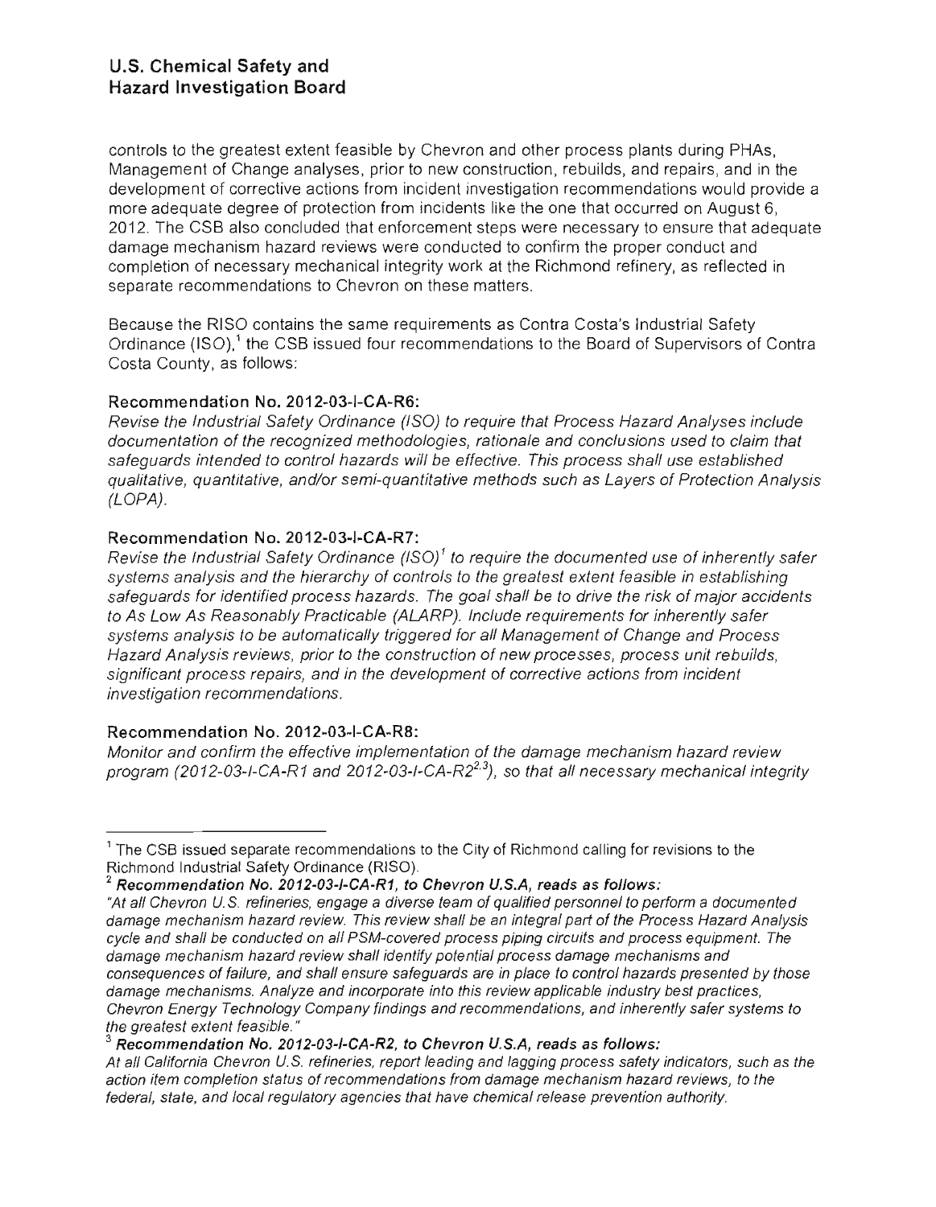controls to the greatest extent feasible by Chevron and other process plants during PHAs, Management of Change analyses, prior to new construction, rebuilds, and repairs, and in the development of corrective actions from incident investigation recommendations would provide a more adequate degree of protection from incidents like the one that occurred on August 6, 2012. The CSB also concluded that enforcement steps were necessary to ensure that adequate damage mechanism hazard reviews were conducted to confirm the proper conduct and completion of necessary mechanical integrity work at the Richmond refinery, as reflected in separate recommendations to Chevron on these matters.

Because the RISO contains the same requirements as Contra Costa's Industrial Safety Ordinance (ISO),[1] the CSB issued four recommendations to the Board of Supervisors of Contra Costa County, as follows:

**Recommendation No. 2012-03-I-CA-R6:**

*Revise the Industrial Safety Ordinance (ISO) to require that Process Hazard Analyses include documentation of the recognized methodologies, rationale and conclusions used to claim that safeguards intended to control hazards will be effective. This process shall use established qualitative, quantitative, and/or semi-quantitative methods such as Layers of Protection Analysis (LOPA).*

**Recommendation No. 2012-03-I-CA-R7:**

*Revise the Industrial Safety Ordinance (ISO)*[1] *to require the documented use of inherently safer systems analysis and the hierarchy of controls to the greatest extent feasible in establishing safeguards for identified process hazards. The goal shall be to drive the risk of major accidents to As Low As Reasonably Practicable (ALARP). Include requirements for inherently safer systems analysis to be automatically triggered for all Management of Change and Process Hazard Analysis reviews, prior to the construction of new processes, process unit rebuilds, significant process repairs, and in the development of corrective actions from incident investigation recommendations.*

**Recommendation No. 2012-03-I-CA-R8:**

*Monitor and confirm the effective implementation of the damage mechanism hazard review program (2012-03-I-CA-R1 and 2012-03-I-CA-R2*[2,3]*), so that all necessary mechanical integrity*

---

[1] The CSB issued separate recommendations to the City of Richmond calling for revisions to the Richmond Industrial Safety Ordinance (RISO).

[2] ***Recommendation No. 2012-03-I-CA-R1, to Chevron U.S.A, reads as follows:***

*"At all Chevron U.S. refineries, engage a diverse team of qualified personnel to perform a documented damage mechanism hazard review. This review shall be an integral part of the Process Hazard Analysis cycle and shall be conducted on all PSM-covered process piping circuits and process equipment. The damage mechanism hazard review shall identify potential process damage mechanisms and consequences of failure, and shall ensure safeguards are in place to control hazards presented by those damage mechanisms. Analyze and incorporate into this review applicable industry best practices, Chevron Energy Technology Company findings and recommendations, and inherently safer systems to the greatest extent feasible."*

[3] ***Recommendation No. 2012-03-I-CA-R2, to Chevron U.S.A, reads as follows:***

*At all California Chevron U.S. refineries, report leading and lagging process safety indicators, such as the action item completion status of recommendations from damage mechanism hazard reviews, to the federal, state, and local regulatory agencies that have chemical release prevention authority.*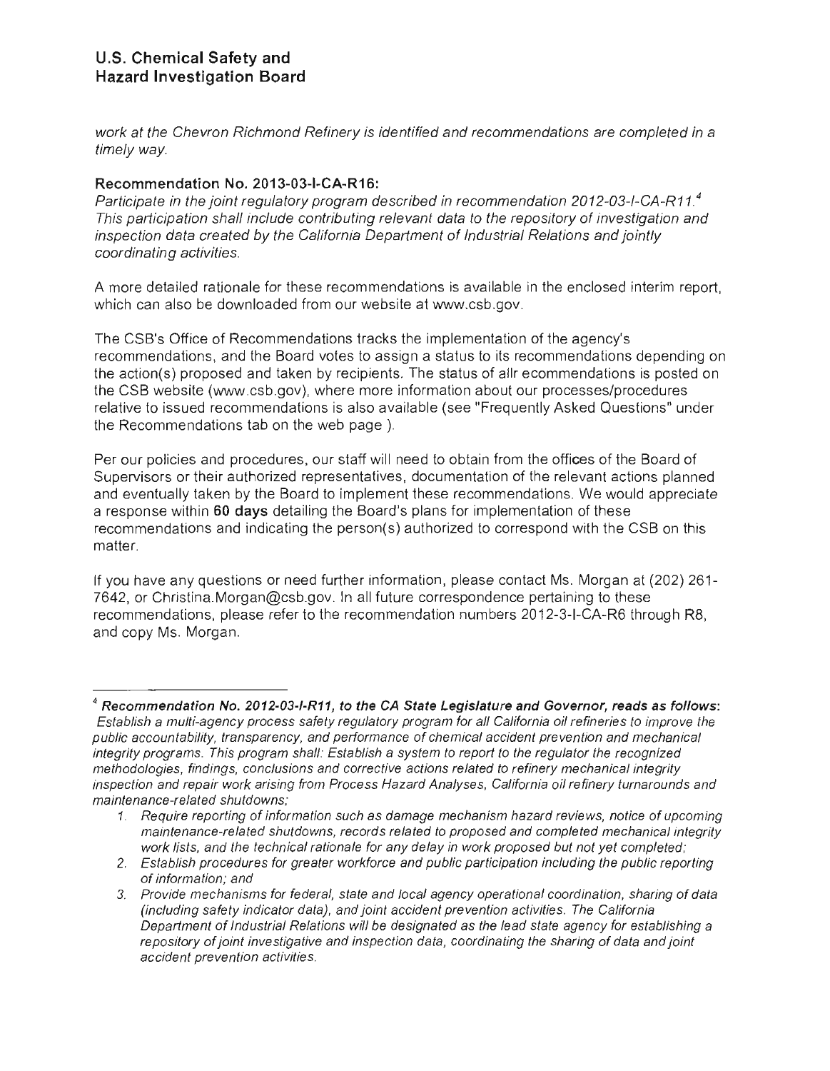*work at the Chevron Richmond Refinery is identified and recommendations are completed in a timely way.*

**Recommendation No. 2013-03-I-CA-R16:**
*Participate in the joint regulatory program described in recommendation 2012-03-I-CA-R11.*[4] *This participation shall include contributing relevant data to the repository of investigation and inspection data created by the California Department of Industrial Relations and jointly coordinating activities.*

A more detailed rationale for these recommendations is available in the enclosed interim report, which can also be downloaded from our website at www.csb.gov.

The CSB's Office of Recommendations tracks the implementation of the agency's recommendations, and the Board votes to assign a status to its recommendations depending on the action(s) proposed and taken by recipients. The status of allr ecommendations is posted on the CSB website (www.csb.gov), where more information about our processes/procedures relative to issued recommendations is also available (see "Frequently Asked Questions" under the Recommendations tab on the web page ).

Per our policies and procedures, our staff will need to obtain from the offices of the Board of Supervisors or their authorized representatives, documentation of the relevant actions planned and eventually taken by the Board to implement these recommendations. We would appreciate a response within **60 days** detailing the Board's plans for implementation of these recommendations and indicating the person(s) authorized to correspond with the CSB on this matter.

If you have any questions or need further information, please contact Ms. Morgan at (202) 261-7642, or Christina.Morgan@csb.gov. In all future correspondence pertaining to these recommendations, please refer to the recommendation numbers 2012-3-I-CA-R6 through R8, and copy Ms. Morgan.

---

[4] ***Recommendation No. 2012-03-I-R11, to the CA State Legislature and Governor, reads as follows:*** *Establish a multi-agency process safety regulatory program for all California oil refineries to improve the public accountability, transparency, and performance of chemical accident prevention and mechanical integrity programs. This program shall: Establish a system to report to the regulator the recognized methodologies, findings, conclusions and corrective actions related to refinery mechanical integrity inspection and repair work arising from Process Hazard Analyses, California oil refinery turnarounds and maintenance-related shutdowns;*

1. *Require reporting of information such as damage mechanism hazard reviews, notice of upcoming maintenance-related shutdowns, records related to proposed and completed mechanical integrity work lists, and the technical rationale for any delay in work proposed but not yet completed;*
2. *Establish procedures for greater workforce and public participation including the public reporting of information; and*
3. *Provide mechanisms for federal, state and local agency operational coordination, sharing of data (including safety indicator data), and joint accident prevention activities. The California Department of Industrial Relations will be designated as the lead state agency for establishing a repository of joint investigative and inspection data, coordinating the sharing of data and joint accident prevention activities.*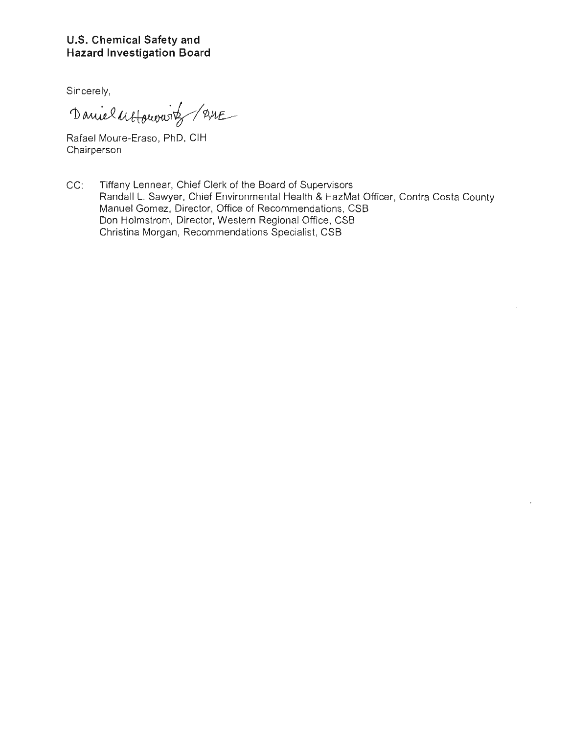**U.S. Chemical Safety and Hazard Investigation Board**

Sincerely,

Daniel Horowitz / RME

Rafael Moure-Eraso, PhD, CIH
Chairperson

CC: Tiffany Lennear, Chief Clerk of the Board of Supervisors
Randall L. Sawyer, Chief Environmental Health & HazMat Officer, Contra Costa County
Manuel Gomez, Director, Office of Recommendations, CSB
Don Holmstrom, Director, Western Regional Office, CSB
Christina Morgan, Recommendations Specialist, CSB